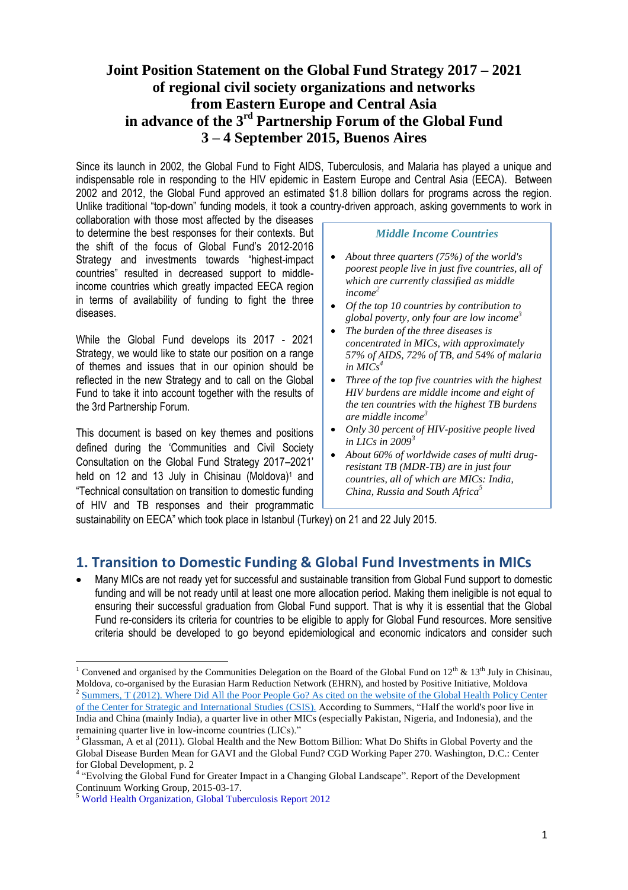# Joint Position Statement on the Global Fund Strategy 2017 – 2021 of regional civil society organizations and networks from Eastern Europe and Central Asia in advance of the 3rd Partnership Forum of the Global Fund 3 – 4 September 2015, Buenos Aires

Since its launch in 2002, the Global Fund to Fight AIDS, Tuberculosis, and Malaria has played a unique and indispensable role in responding to the HIV epidemic in Eastern Europe and Central Asia (EECA). Between 2002 and 2012, the Global Fund approved an estimated $1.8 billion dollars for programs across the region. Unlike traditional "top-down" funding models, it took a country-driven approach, asking governments to work in collaboration with those most affected by the diseases to determine the best responses for their contexts. But the shift of the focus of Global Fund's 2012-2016 Strategy and investments towards "highest-impact countries" resulted in decreased support to middle-income countries which greatly impacted EECA region in terms of availability of funding to fight the three diseases.

While the Global Fund develops its 2017 - 2021 Strategy, we would like to state our position on a range of themes and issues that in our opinion should be reflected in the new Strategy and to call on the Global Fund to take it into account together with the results of the 3rd Partnership Forum.

This document is based on key themes and positions defined during the 'Communities and Civil Society Consultation on the Global Fund Strategy 2017–2021' held on 12 and 13 July in Chisinau (Moldova)[1] and "Technical consultation on transition to domestic funding of HIV and TB responses and their programmatic sustainability on EECA" which took place in Istanbul (Turkey) on 21 and 22 July 2015.

> ***Middle Income Countries***
>
> - *About three quarters (75%) of the world's poorest people live in just five countries, all of which are currently classified as middle income*[2]
> - *Of the top 10 countries by contribution to global poverty, only four are low income*[3]
> - *The burden of the three diseases is concentrated in MICs, with approximately 57% of AIDS, 72% of TB, and 54% of malaria in MICs*[4]
> - *Three of the top five countries with the highest HIV burdens are middle income and eight of the ten countries with the highest TB burdens are middle income*[3]
> - *Only 30 percent of HIV-positive people lived in LICs in 2009*[3]
> - *About 60% of worldwide cases of multi drug-resistant TB (MDR-TB) are in just four countries, all of which are MICs: India, China, Russia and South Africa*[5]

## 1. Transition to Domestic Funding & Global Fund Investments in MICs

- Many MICs are not ready yet for successful and sustainable transition from Global Fund support to domestic funding and will be not ready until at least one more allocation period. Making them ineligible is not equal to ensuring their successful graduation from Global Fund support. That is why it is essential that the Global Fund re-considers its criteria for countries to be eligible to apply for Global Fund resources. More sensitive criteria should be developed to go beyond epidemiological and economic indicators and consider such

---

[1] Convened and organised by the Communities Delegation on the Board of the Global Fund on 12th & 13th July in Chisinau, Moldova, co-organised by the Eurasian Harm Reduction Network (EHRN), and hosted by Positive Initiative, Moldova

[2] Summers, T (2012). Where Did All the Poor People Go? As cited on the website of the Global Health Policy Center of the Center for Strategic and International Studies (CSIS). According to Summers, "Half the world's poor live in India and China (mainly India), a quarter live in other MICs (especially Pakistan, Nigeria, and Indonesia), and the remaining quarter live in low-income countries (LICs)."

[3] Glassman, A et al (2011). Global Health and the New Bottom Billion: What Do Shifts in Global Poverty and the Global Disease Burden Mean for GAVI and the Global Fund? CGD Working Paper 270. Washington, D.C.: Center for Global Development, p. 2

[4] "Evolving the Global Fund for Greater Impact in a Changing Global Landscape". Report of the Development Continuum Working Group, 2015-03-17.

[5] World Health Organization, Global Tuberculosis Report 2012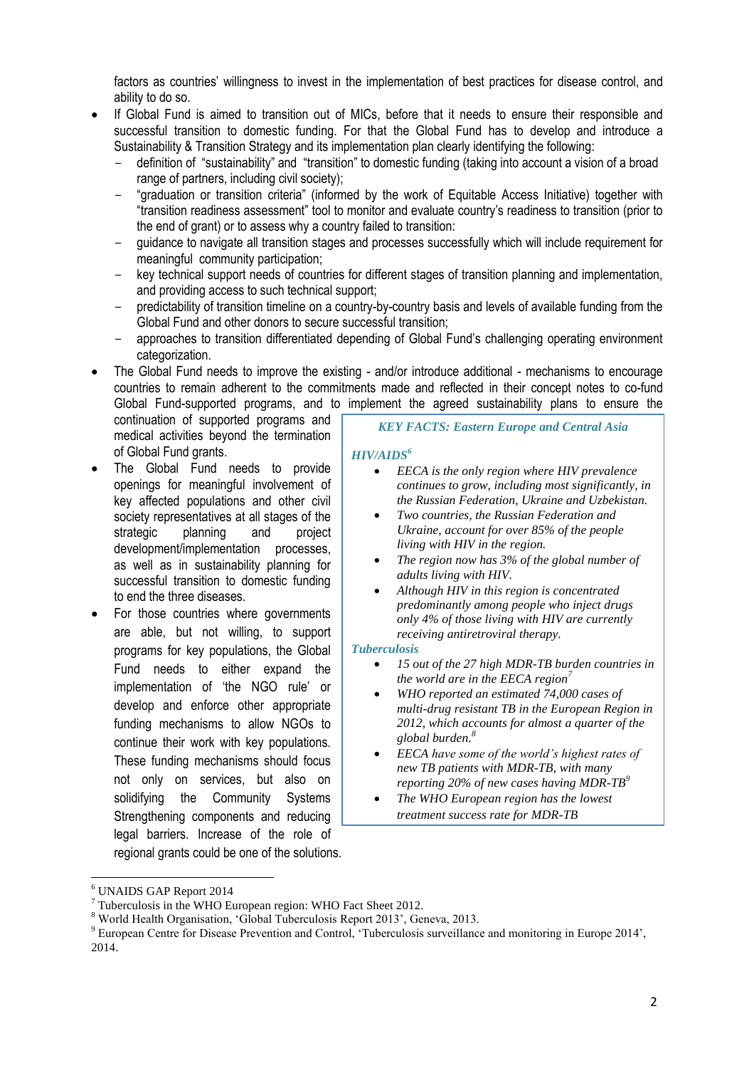factors as countries' willingness to invest in the implementation of best practices for disease control, and ability to do so.

- If Global Fund is aimed to transition out of MICs, before that it needs to ensure their responsible and successful transition to domestic funding. For that the Global Fund has to develop and introduce a Sustainability & Transition Strategy and its implementation plan clearly identifying the following:
  - definition of "sustainability" and "transition" to domestic funding (taking into account a vision of a broad range of partners, including civil society);
  - "graduation or transition criteria" (informed by the work of Equitable Access Initiative) together with "transition readiness assessment" tool to monitor and evaluate country's readiness to transition (prior to the end of grant) or to assess why a country failed to transition:
  - guidance to navigate all transition stages and processes successfully which will include requirement for meaningful community participation;
  - key technical support needs of countries for different stages of transition planning and implementation, and providing access to such technical support;
  - predictability of transition timeline on a country-by-country basis and levels of available funding from the Global Fund and other donors to secure successful transition;
  - approaches to transition differentiated depending of Global Fund's challenging operating environment categorization.
- The Global Fund needs to improve the existing - and/or introduce additional - mechanisms to encourage countries to remain adherent to the commitments made and reflected in their concept notes to co-fund Global Fund-supported programs, and to implement the agreed sustainability plans to ensure the continuation of supported programs and medical activities beyond the termination of Global Fund grants.
- The Global Fund needs to provide openings for meaningful involvement of key affected populations and other civil society representatives at all stages of the strategic planning and project development/implementation processes, as well as in sustainability planning for successful transition to domestic funding to end the three diseases.
- For those countries where governments are able, but not willing, to support programs for key populations, the Global Fund needs to either expand the implementation of 'the NGO rule' or develop and enforce other appropriate funding mechanisms to allow NGOs to continue their work with key populations. These funding mechanisms should focus not only on services, but also on solidifying the Community Systems Strengthening components and reducing legal barriers. Increase of the role of regional grants could be one of the solutions.

> ***KEY FACTS: Eastern Europe and Central Asia***
>
> ***HIV/AIDS***[6]
>
> - *EECA is the only region where HIV prevalence continues to grow, including most significantly, in the Russian Federation, Ukraine and Uzbekistan.*
> - *Two countries, the Russian Federation and Ukraine, account for over 85% of the people living with HIV in the region.*
> - *The region now has 3% of the global number of adults living with HIV.*
> - *Although HIV in this region is concentrated predominantly among people who inject drugs only 4% of those living with HIV are currently receiving antiretroviral therapy.*
>
> ***Tuberculosis***
>
> - *15 out of the 27 high MDR-TB burden countries in the world are in the EECA region*[7]
> - *WHO reported an estimated 74,000 cases of multi-drug resistant TB in the European Region in 2012, which accounts for almost a quarter of the global burden.*[8]
> - *EECA have some of the world's highest rates of new TB patients with MDR-TB, with many reporting 20% of new cases having MDR-TB*[9]
> - *The WHO European region has the lowest treatment success rate for MDR-TB*

---

[6] UNAIDS GAP Report 2014

[7] Tuberculosis in the WHO European region: WHO Fact Sheet 2012.

[8] World Health Organisation, 'Global Tuberculosis Report 2013', Geneva, 2013.

[9] European Centre for Disease Prevention and Control, 'Tuberculosis surveillance and monitoring in Europe 2014', 2014.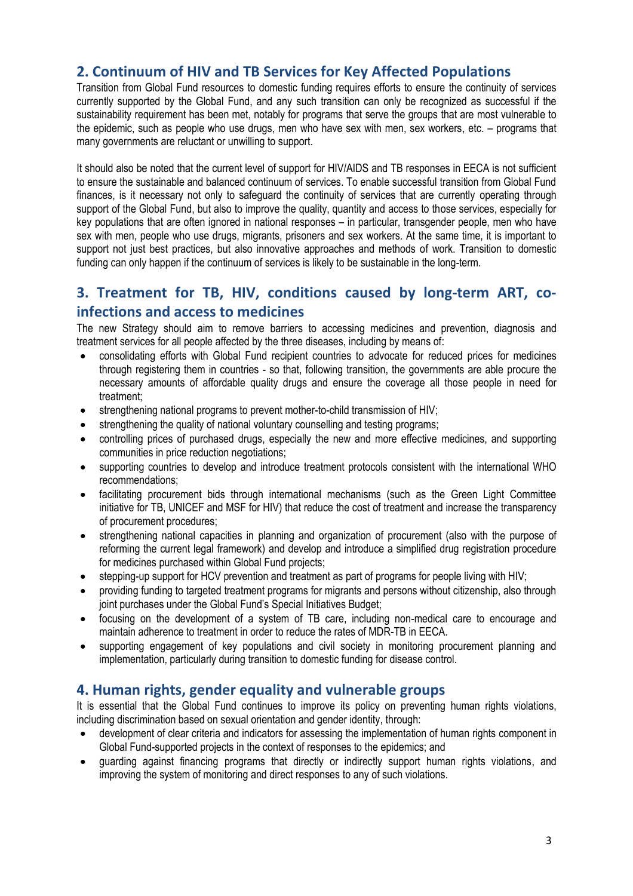## 2. Continuum of HIV and TB Services for Key Affected Populations

Transition from Global Fund resources to domestic funding requires efforts to ensure the continuity of services currently supported by the Global Fund, and any such transition can only be recognized as successful if the sustainability requirement has been met, notably for programs that serve the groups that are most vulnerable to the epidemic, such as people who use drugs, men who have sex with men, sex workers, etc. – programs that many governments are reluctant or unwilling to support.

It should also be noted that the current level of support for HIV/AIDS and TB responses in EECA is not sufficient to ensure the sustainable and balanced continuum of services. To enable successful transition from Global Fund finances, is it necessary not only to safeguard the continuity of services that are currently operating through support of the Global Fund, but also to improve the quality, quantity and access to those services, especially for key populations that are often ignored in national responses – in particular, transgender people, men who have sex with men, people who use drugs, migrants, prisoners and sex workers. At the same time, it is important to support not just best practices, but also innovative approaches and methods of work. Transition to domestic funding can only happen if the continuum of services is likely to be sustainable in the long-term.

## 3. Treatment for TB, HIV, conditions caused by long-term ART, co-infections and access to medicines

The new Strategy should aim to remove barriers to accessing medicines and prevention, diagnosis and treatment services for all people affected by the three diseases, including by means of:

- consolidating efforts with Global Fund recipient countries to advocate for reduced prices for medicines through registering them in countries - so that, following transition, the governments are able procure the necessary amounts of affordable quality drugs and ensure the coverage all those people in need for treatment;
- strengthening national programs to prevent mother-to-child transmission of HIV;
- strengthening the quality of national voluntary counselling and testing programs;
- controlling prices of purchased drugs, especially the new and more effective medicines, and supporting communities in price reduction negotiations;
- supporting countries to develop and introduce treatment protocols consistent with the international WHO recommendations;
- facilitating procurement bids through international mechanisms (such as the Green Light Committee initiative for TB, UNICEF and MSF for HIV) that reduce the cost of treatment and increase the transparency of procurement procedures;
- strengthening national capacities in planning and organization of procurement (also with the purpose of reforming the current legal framework) and develop and introduce a simplified drug registration procedure for medicines purchased within Global Fund projects;
- stepping-up support for HCV prevention and treatment as part of programs for people living with HIV;
- providing funding to targeted treatment programs for migrants and persons without citizenship, also through joint purchases under the Global Fund's Special Initiatives Budget;
- focusing on the development of a system of TB care, including non-medical care to encourage and maintain adherence to treatment in order to reduce the rates of MDR-TB in EECA.
- supporting engagement of key populations and civil society in monitoring procurement planning and implementation, particularly during transition to domestic funding for disease control.

## 4. Human rights, gender equality and vulnerable groups

It is essential that the Global Fund continues to improve its policy on preventing human rights violations, including discrimination based on sexual orientation and gender identity, through:

- development of clear criteria and indicators for assessing the implementation of human rights component in Global Fund-supported projects in the context of responses to the epidemics; and
- guarding against financing programs that directly or indirectly support human rights violations, and improving the system of monitoring and direct responses to any of such violations.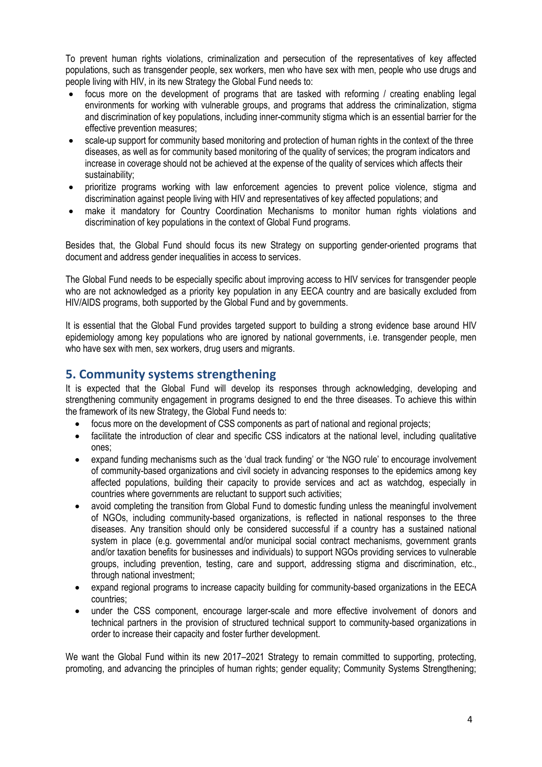To prevent human rights violations, criminalization and persecution of the representatives of key affected populations, such as transgender people, sex workers, men who have sex with men, people who use drugs and people living with HIV, in its new Strategy the Global Fund needs to:

- focus more on the development of programs that are tasked with reforming / creating enabling legal environments for working with vulnerable groups, and programs that address the criminalization, stigma and discrimination of key populations, including inner-community stigma which is an essential barrier for the effective prevention measures;
- scale-up support for community based monitoring and protection of human rights in the context of the three diseases, as well as for community based monitoring of the quality of services; the program indicators and increase in coverage should not be achieved at the expense of the quality of services which affects their sustainability;
- prioritize programs working with law enforcement agencies to prevent police violence, stigma and discrimination against people living with HIV and representatives of key affected populations; and
- make it mandatory for Country Coordination Mechanisms to monitor human rights violations and discrimination of key populations in the context of Global Fund programs.

Besides that, the Global Fund should focus its new Strategy on supporting gender-oriented programs that document and address gender inequalities in access to services.

The Global Fund needs to be especially specific about improving access to HIV services for transgender people who are not acknowledged as a priority key population in any EECA country and are basically excluded from HIV/AIDS programs, both supported by the Global Fund and by governments.

It is essential that the Global Fund provides targeted support to building a strong evidence base around HIV epidemiology among key populations who are ignored by national governments, i.e. transgender people, men who have sex with men, sex workers, drug users and migrants.

## 5. Community systems strengthening

It is expected that the Global Fund will develop its responses through acknowledging, developing and strengthening community engagement in programs designed to end the three diseases. To achieve this within the framework of its new Strategy, the Global Fund needs to:

- focus more on the development of CSS components as part of national and regional projects;
- facilitate the introduction of clear and specific CSS indicators at the national level, including qualitative ones;
- expand funding mechanisms such as the 'dual track funding' or 'the NGO rule' to encourage involvement of community-based organizations and civil society in advancing responses to the epidemics among key affected populations, building their capacity to provide services and act as watchdog, especially in countries where governments are reluctant to support such activities;
- avoid completing the transition from Global Fund to domestic funding unless the meaningful involvement of NGOs, including community-based organizations, is reflected in national responses to the three diseases. Any transition should only be considered successful if a country has a sustained national system in place (e.g. governmental and/or municipal social contract mechanisms, government grants and/or taxation benefits for businesses and individuals) to support NGOs providing services to vulnerable groups, including prevention, testing, care and support, addressing stigma and discrimination, etc., through national investment;
- expand regional programs to increase capacity building for community-based organizations in the EECA countries;
- under the CSS component, encourage larger-scale and more effective involvement of donors and technical partners in the provision of structured technical support to community-based organizations in order to increase their capacity and foster further development.

We want the Global Fund within its new 2017–2021 Strategy to remain committed to supporting, protecting, promoting, and advancing the principles of human rights; gender equality; Community Systems Strengthening;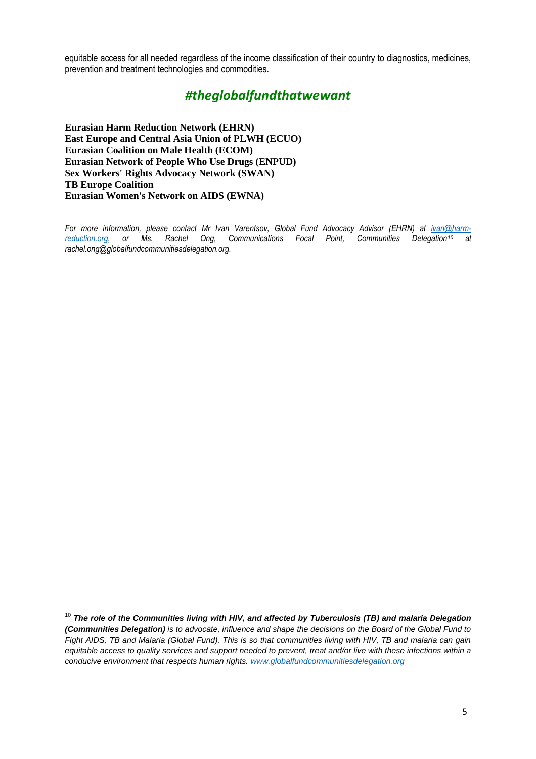equitable access for all needed regardless of the income classification of their country to diagnostics, medicines, prevention and treatment technologies and commodities.

## *#theglobalfundthatwewant*

**Eurasian Harm Reduction Network (EHRN)**
**East Europe and Central Asia Union of PLWH (ECUO)**
**Eurasian Coalition on Male Health (ECOM)**
**Eurasian Network of People Who Use Drugs (ENPUD)**
**Sex Workers' Rights Advocacy Network (SWAN)**
**TB Europe Coalition**
**Eurasian Women's Network on AIDS (EWNA)**

*For more information, please contact Mr Ivan Varentsov, Global Fund Advocacy Advisor (EHRN) at [ivan@harm-reduction.org](mailto:ivan@harm-reduction.org), or Ms. Rachel Ong, Communications Focal Point, Communities Delegation[10] at rachel.ong@globalfundcommunitiesdelegation.org.*

---

[10] ***The role of the Communities living with HIV, and affected by Tuberculosis (TB) and malaria Delegation (Communities Delegation)*** *is to advocate, influence and shape the decisions on the Board of the Global Fund to Fight AIDS, TB and Malaria (Global Fund). This is so that communities living with HIV, TB and malaria can gain equitable access to quality services and support needed to prevent, treat and/or live with these infections within a conducive environment that respects human rights. [www.globalfundcommunitiesdelegation.org](http://www.globalfundcommunitiesdelegation.org)*